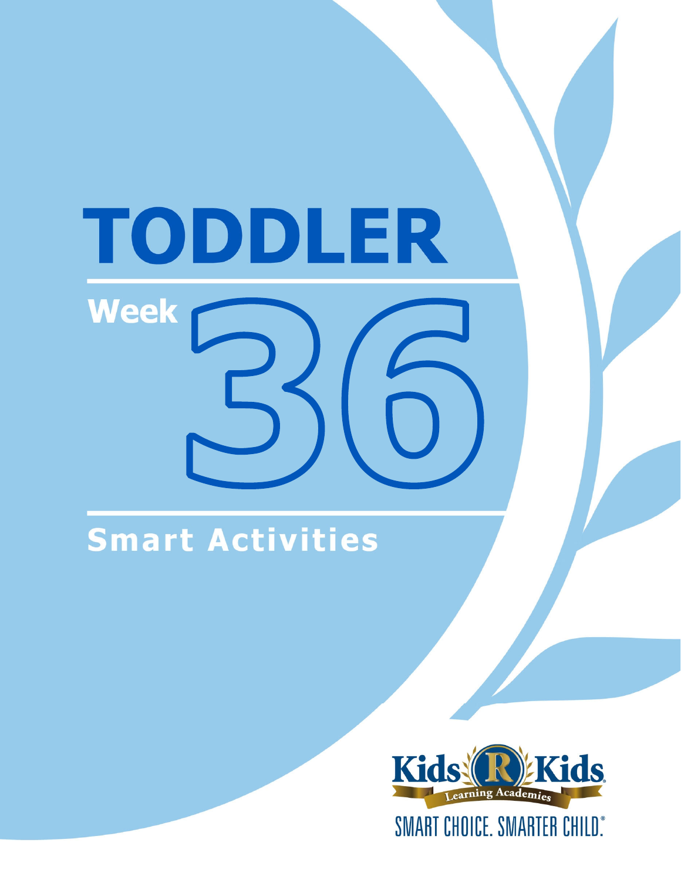# TODDLER

## Week 36

## Smart Activities

Kids 'R' Kids Learning Academies

SMART CHOICE. SMARTER CHILD.®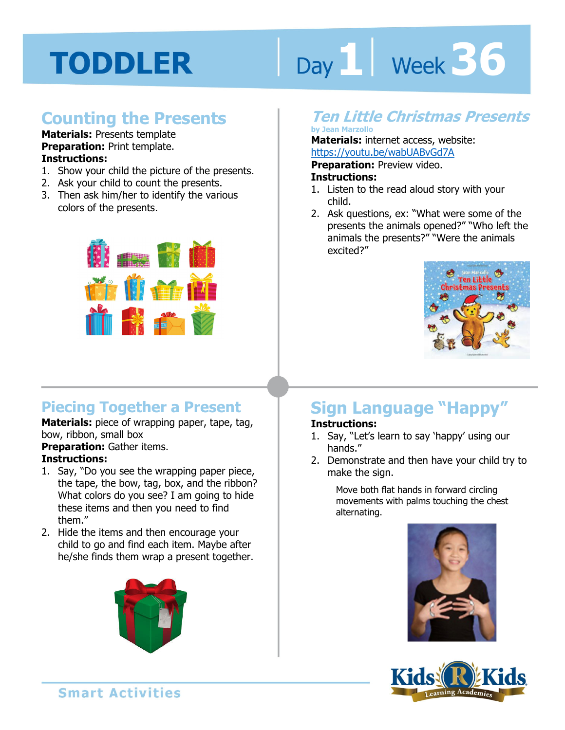# TODDLER

Day 1 | Week 36

## Counting the Presents

**Materials:** Presents template
**Preparation:** Print template.
**Instructions:**

1. Show your child the picture of the presents.
2. Ask your child to count the presents.
3. Then ask him/her to identify the various colors of the presents.

## *Ten Little Christmas Presents*

**by Jean Marzollo**

**Materials:** internet access, website: https://youtu.be/wabUABvGd7A
**Preparation:** Preview video.
**Instructions:**

1. Listen to the read aloud story with your child.
2. Ask questions, ex: "What were some of the presents the animals opened?" "Who left the animals the presents?" "Were the animals excited?"

## Piecing Together a Present

**Materials:** piece of wrapping paper, tape, tag, bow, ribbon, small box
**Preparation:** Gather items.
**Instructions:**

1. Say, "Do you see the wrapping paper piece, the tape, the bow, tag, box, and the ribbon? What colors do you see? I am going to hide these items and then you need to find them."
2. Hide the items and then encourage your child to go and find each item. Maybe after he/she finds them wrap a present together.

## Sign Language "Happy"

**Instructions:**

1. Say, "Let's learn to say 'happy' using our hands."
2. Demonstrate and then have your child try to make the sign.

Move both flat hands in forward circling movements with palms touching the chest alternating.

Smart Activities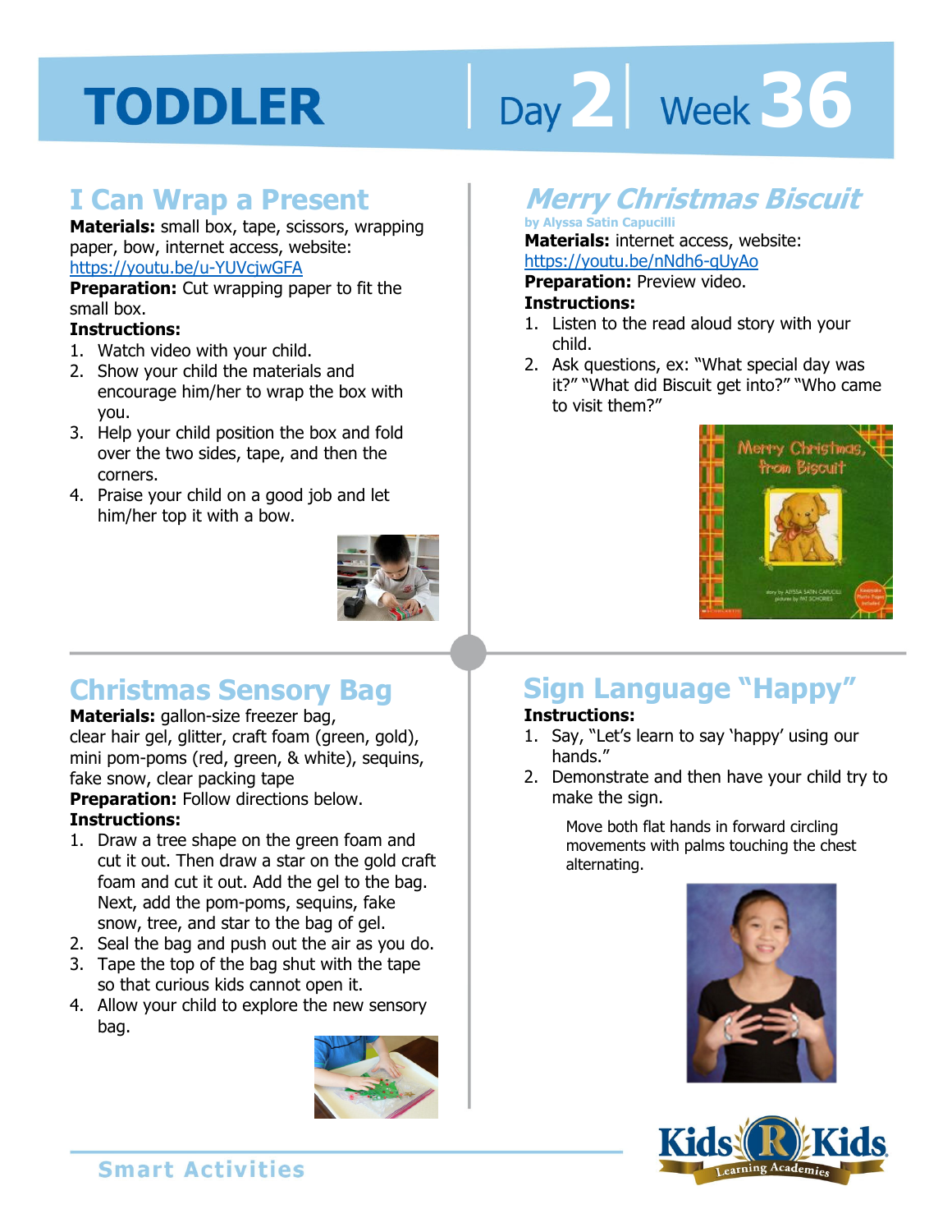# TODDLER

Day 2 | Week 36

## I Can Wrap a Present

**Materials:** small box, tape, scissors, wrapping paper, bow, internet access, website: https://youtu.be/u-YUVcjwGFA

**Preparation:** Cut wrapping paper to fit the small box.

**Instructions:**

1. Watch video with your child.
2. Show your child the materials and encourage him/her to wrap the box with you.
3. Help your child position the box and fold over the two sides, tape, and then the corners.
4. Praise your child on a good job and let him/her top it with a bow.

## Merry Christmas Biscuit

by Alyssa Satin Capucilli

**Materials:** internet access, website: https://youtu.be/nNdh6-qUyAo

**Preparation:** Preview video.

**Instructions:**

1. Listen to the read aloud story with your child.
2. Ask questions, ex: "What special day was it?" "What did Biscuit get into?" "Who came to visit them?"

## Christmas Sensory Bag

**Materials:** gallon-size freezer bag, clear hair gel, glitter, craft foam (green, gold), mini pom-poms (red, green, & white), sequins, fake snow, clear packing tape

**Preparation:** Follow directions below.

**Instructions:**

1. Draw a tree shape on the green foam and cut it out. Then draw a star on the gold craft foam and cut it out. Add the gel to the bag. Next, add the pom-poms, sequins, fake snow, tree, and star to the bag of gel.
2. Seal the bag and push out the air as you do.
3. Tape the top of the bag shut with the tape so that curious kids cannot open it.
4. Allow your child to explore the new sensory bag.

## Sign Language "Happy"

**Instructions:**

1. Say, "Let's learn to say 'happy' using our hands."
2. Demonstrate and then have your child try to make the sign.

Move both flat hands in forward circling movements with palms touching the chest alternating.

Smart Activities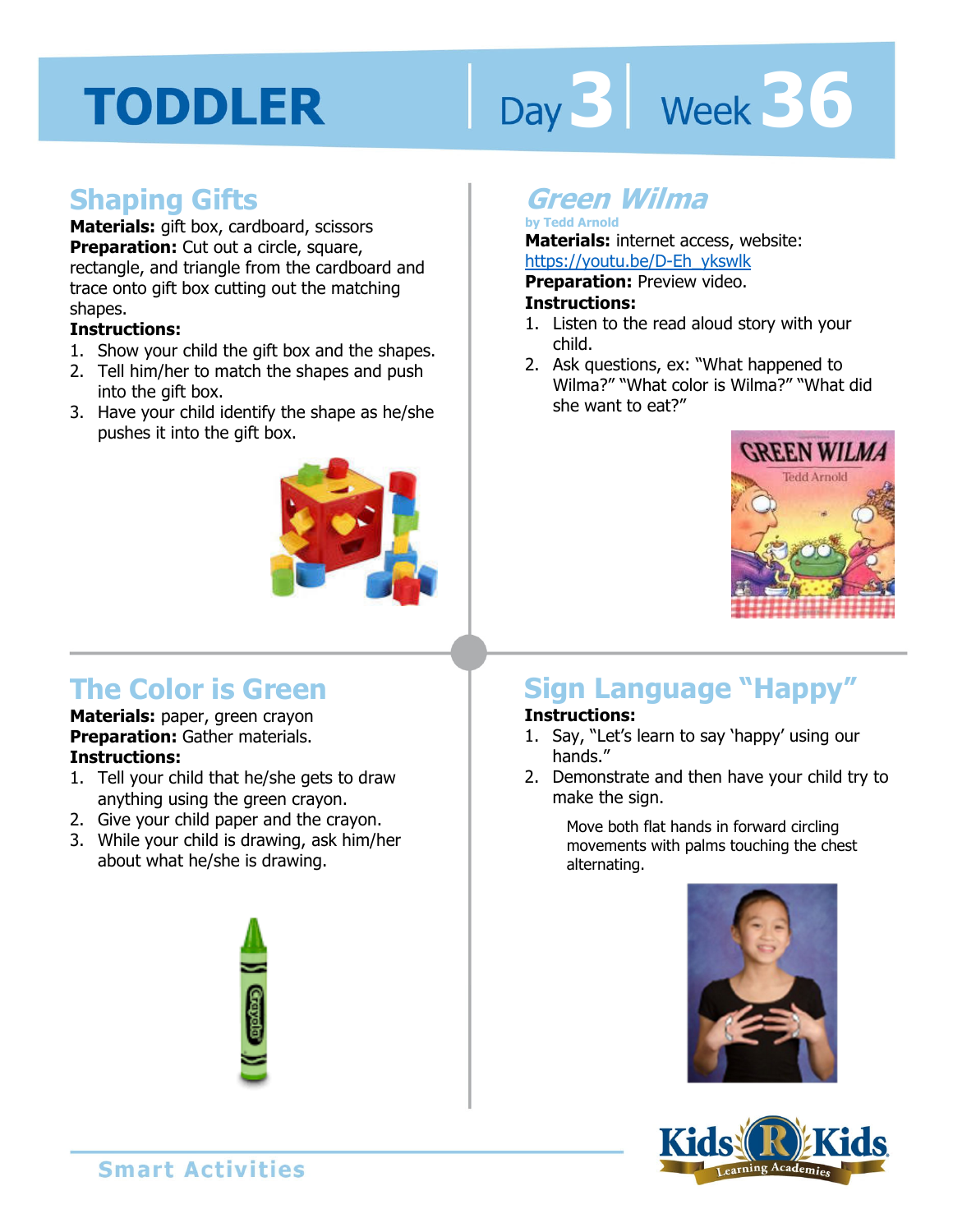# TODDLER

Day 3 | Week 36

## Shaping Gifts

**Materials:** gift box, cardboard, scissors
**Preparation:** Cut out a circle, square, rectangle, and triangle from the cardboard and trace onto gift box cutting out the matching shapes.
**Instructions:**

1. Show your child the gift box and the shapes.
2. Tell him/her to match the shapes and push into the gift box.
3. Have your child identify the shape as he/she pushes it into the gift box.

## *Green Wilma*

by Tedd Arnold

**Materials:** internet access, website: https://youtu.be/D-Eh_ykswlk
**Preparation:** Preview video.
**Instructions:**

1. Listen to the read aloud story with your child.
2. Ask questions, ex: "What happened to Wilma?" "What color is Wilma?" "What did she want to eat?"

## The Color is Green

**Materials:** paper, green crayon
**Preparation:** Gather materials.
**Instructions:**

1. Tell your child that he/she gets to draw anything using the green crayon.
2. Give your child paper and the crayon.
3. While your child is drawing, ask him/her about what he/she is drawing.

## Sign Language "Happy"

**Instructions:**

1. Say, "Let's learn to say 'happy' using our hands."
2. Demonstrate and then have your child try to make the sign.

Move both flat hands in forward circling movements with palms touching the chest alternating.

Smart Activities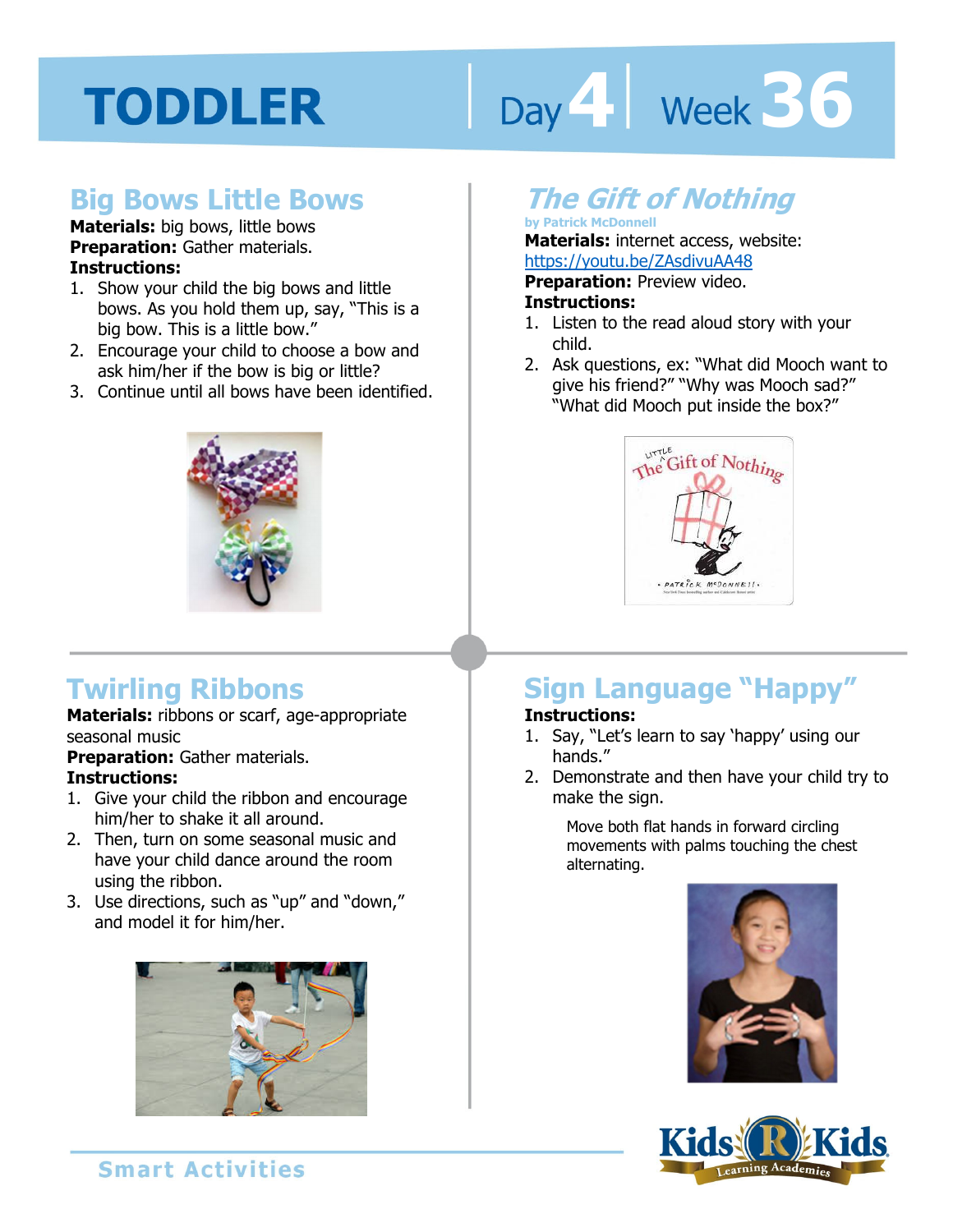# TODDLER

Day 4 | Week 36

## Big Bows Little Bows

**Materials:** big bows, little bows
**Preparation:** Gather materials.
**Instructions:**

1. Show your child the big bows and little bows. As you hold them up, say, "This is a big bow. This is a little bow."
2. Encourage your child to choose a bow and ask him/her if the bow is big or little?
3. Continue until all bows have been identified.

## *The Gift of Nothing*

**by Patrick McDonnell**

**Materials:** internet access, website: https://youtu.be/ZAsdivuAA48
**Preparation:** Preview video.
**Instructions:**

1. Listen to the read aloud story with your child.
2. Ask questions, ex: "What did Mooch want to give his friend?" "Why was Mooch sad?" "What did Mooch put inside the box?"

## Twirling Ribbons

**Materials:** ribbons or scarf, age-appropriate seasonal music
**Preparation:** Gather materials.
**Instructions:**

1. Give your child the ribbon and encourage him/her to shake it all around.
2. Then, turn on some seasonal music and have your child dance around the room using the ribbon.
3. Use directions, such as "up" and "down," and model it for him/her.

## Sign Language "Happy"

**Instructions:**

1. Say, "Let's learn to say 'happy' using our hands."
2. Demonstrate and then have your child try to make the sign.

Move both flat hands in forward circling movements with palms touching the chest alternating.

Smart Activities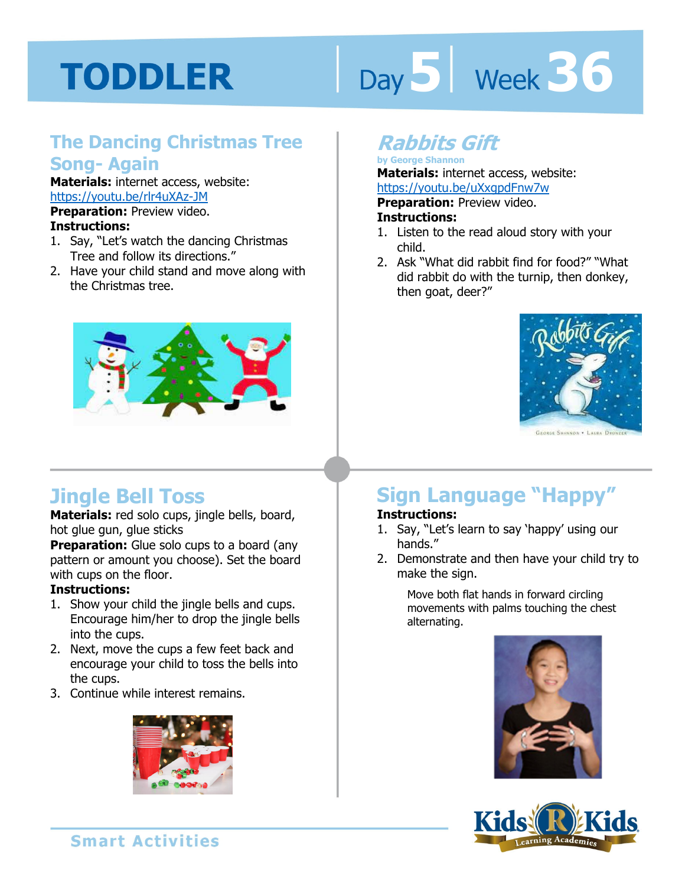# TODDLER

Day 5 | Week 36

## The Dancing Christmas Tree Song- Again

**Materials:** internet access, website: https://youtu.be/rlr4uXAz-JM

**Preparation:** Preview video.

**Instructions:**

1. Say, "Let's watch the dancing Christmas Tree and follow its directions."
2. Have your child stand and move along with the Christmas tree.

## *Rabbits Gift*

by George Shannon

**Materials:** internet access, website: https://youtu.be/uXxqpdFnw7w

**Preparation:** Preview video.

**Instructions:**

1. Listen to the read aloud story with your child.
2. Ask "What did rabbit find for food?" "What did rabbit do with the turnip, then donkey, then goat, deer?"

## Jingle Bell Toss

**Materials:** red solo cups, jingle bells, board, hot glue gun, glue sticks

**Preparation:** Glue solo cups to a board (any pattern or amount you choose). Set the board with cups on the floor.

**Instructions:**

1. Show your child the jingle bells and cups. Encourage him/her to drop the jingle bells into the cups.
2. Next, move the cups a few feet back and encourage your child to toss the bells into the cups.
3. Continue while interest remains.

## Sign Language "Happy"

**Instructions:**

1. Say, "Let's learn to say 'happy' using our hands."
2. Demonstrate and then have your child try to make the sign.

Move both flat hands in forward circling movements with palms touching the chest alternating.

Smart Activities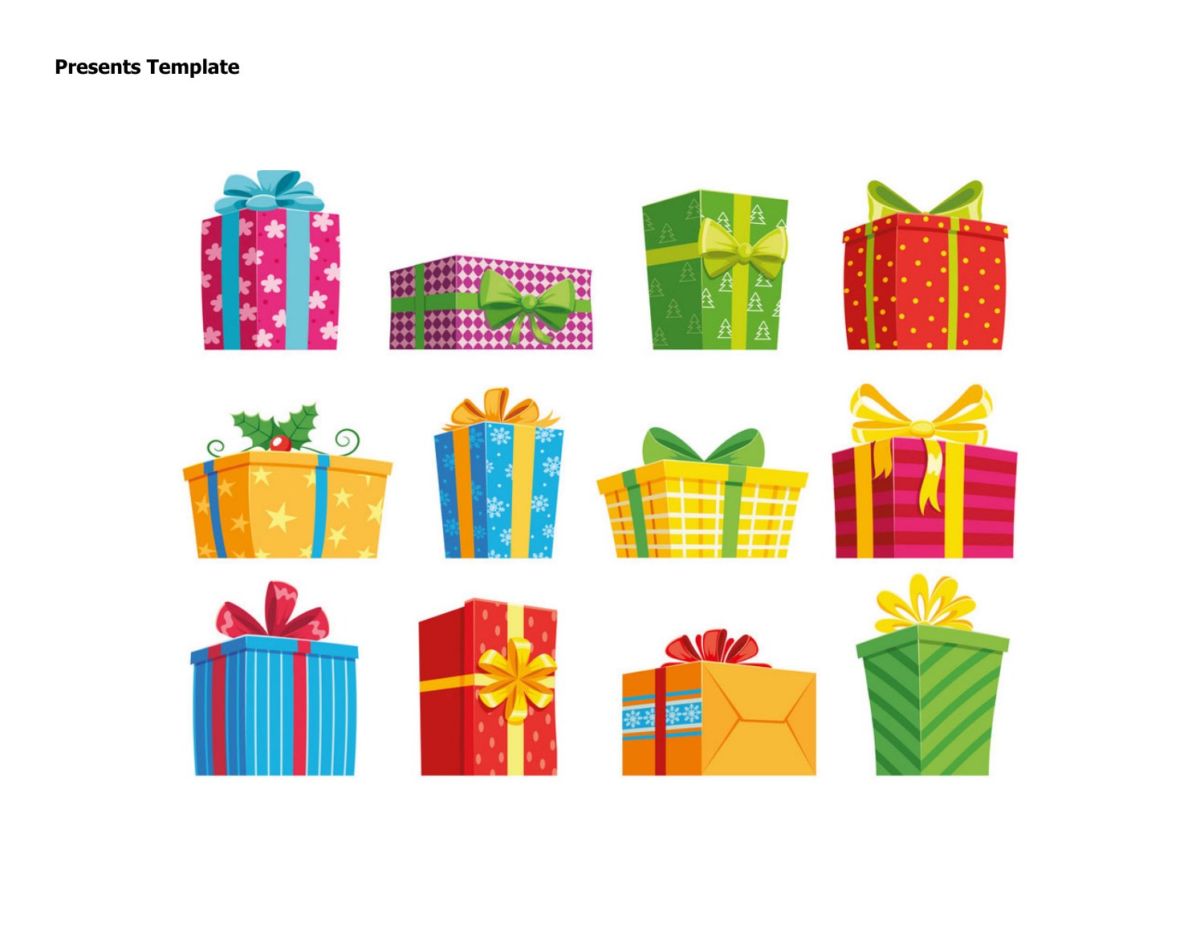**Presents Template**